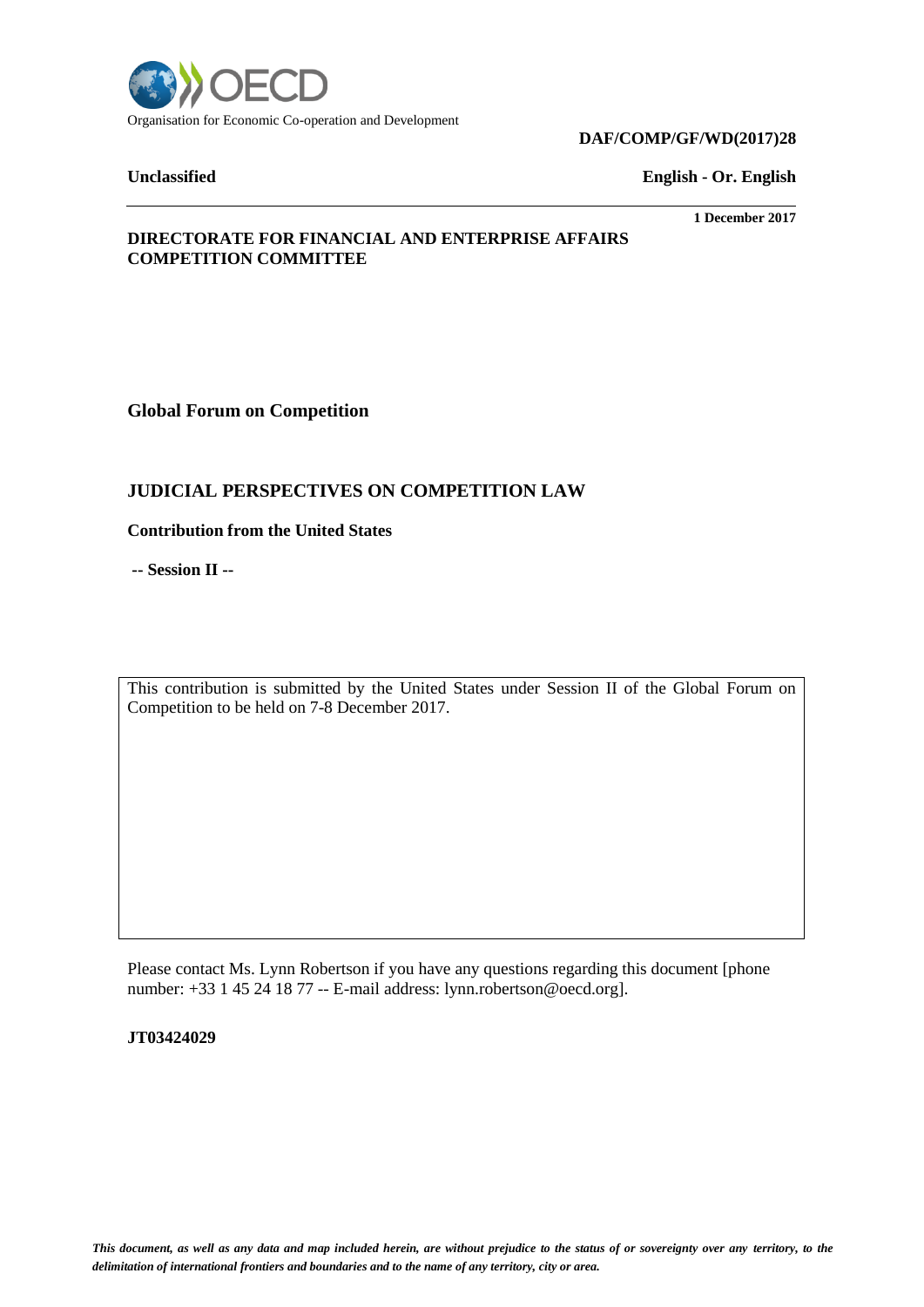Organisation for Economic Co-operation and Development

**DAF/COMP/GF/WD(2017)28**

**Unclassified** **English - Or. English**

**1 December 2017**

**DIRECTORATE FOR FINANCIAL AND ENTERPRISE AFFAIRS**
**COMPETITION COMMITTEE**

**Global Forum on Competition**

## JUDICIAL PERSPECTIVES ON COMPETITION LAW

**Contribution from the United States**

**-- Session II --**

This contribution is submitted by the United States under Session II of the Global Forum on Competition to be held on 7-8 December 2017.

Please contact Ms. Lynn Robertson if you have any questions regarding this document [phone number: +33 1 45 24 18 77 -- E-mail address: lynn.robertson@oecd.org].

**JT03424029**

***This document, as well as any data and map included herein, are without prejudice to the status of or sovereignty over any territory, to the delimitation of international frontiers and boundaries and to the name of any territory, city or area.***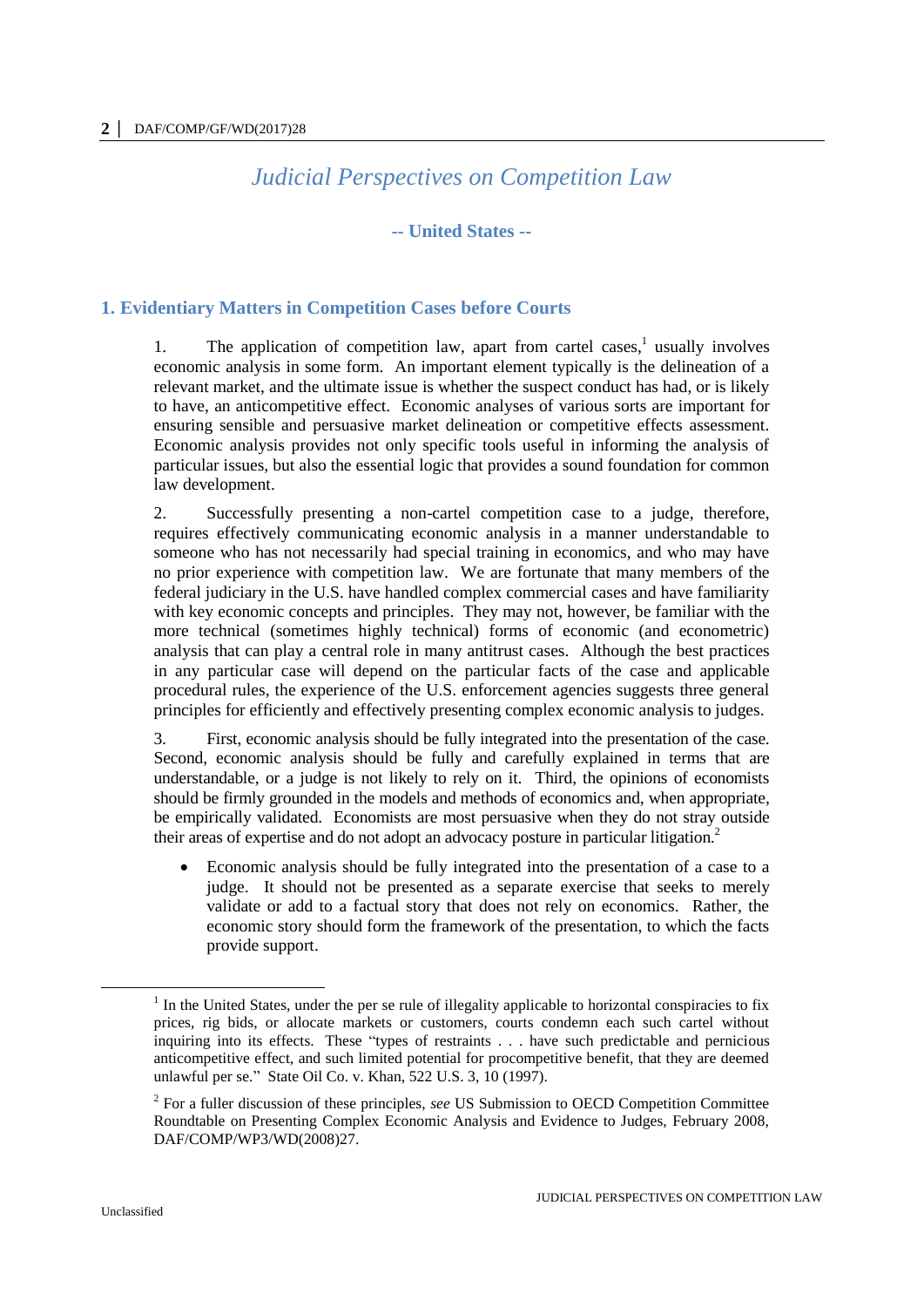# Judicial Perspectives on Competition Law

## -- United States --

### 1. Evidentiary Matters in Competition Cases before Courts

1. The application of competition law, apart from cartel cases,[1] usually involves economic analysis in some form. An important element typically is the delineation of a relevant market, and the ultimate issue is whether the suspect conduct has had, or is likely to have, an anticompetitive effect. Economic analyses of various sorts are important for ensuring sensible and persuasive market delineation or competitive effects assessment. Economic analysis provides not only specific tools useful in informing the analysis of particular issues, but also the essential logic that provides a sound foundation for common law development.

2. Successfully presenting a non-cartel competition case to a judge, therefore, requires effectively communicating economic analysis in a manner understandable to someone who has not necessarily had special training in economics, and who may have no prior experience with competition law. We are fortunate that many members of the federal judiciary in the U.S. have handled complex commercial cases and have familiarity with key economic concepts and principles. They may not, however, be familiar with the more technical (sometimes highly technical) forms of economic (and econometric) analysis that can play a central role in many antitrust cases. Although the best practices in any particular case will depend on the particular facts of the case and applicable procedural rules, the experience of the U.S. enforcement agencies suggests three general principles for efficiently and effectively presenting complex economic analysis to judges.

3. First, economic analysis should be fully integrated into the presentation of the case. Second, economic analysis should be fully and carefully explained in terms that are understandable, or a judge is not likely to rely on it. Third, the opinions of economists should be firmly grounded in the models and methods of economics and, when appropriate, be empirically validated. Economists are most persuasive when they do not stray outside their areas of expertise and do not adopt an advocacy posture in particular litigation.[2]

- Economic analysis should be fully integrated into the presentation of a case to a judge. It should not be presented as a separate exercise that seeks to merely validate or add to a factual story that does not rely on economics. Rather, the economic story should form the framework of the presentation, to which the facts provide support.

---

[1] In the United States, under the per se rule of illegality applicable to horizontal conspiracies to fix prices, rig bids, or allocate markets or customers, courts condemn each such cartel without inquiring into its effects. These "types of restraints . . . have such predictable and pernicious anticompetitive effect, and such limited potential for procompetitive benefit, that they are deemed unlawful per se." State Oil Co. v. Khan, 522 U.S. 3, 10 (1997).

[2] For a fuller discussion of these principles, *see* US Submission to OECD Competition Committee Roundtable on Presenting Complex Economic Analysis and Evidence to Judges, February 2008, DAF/COMP/WP3/WD(2008)27.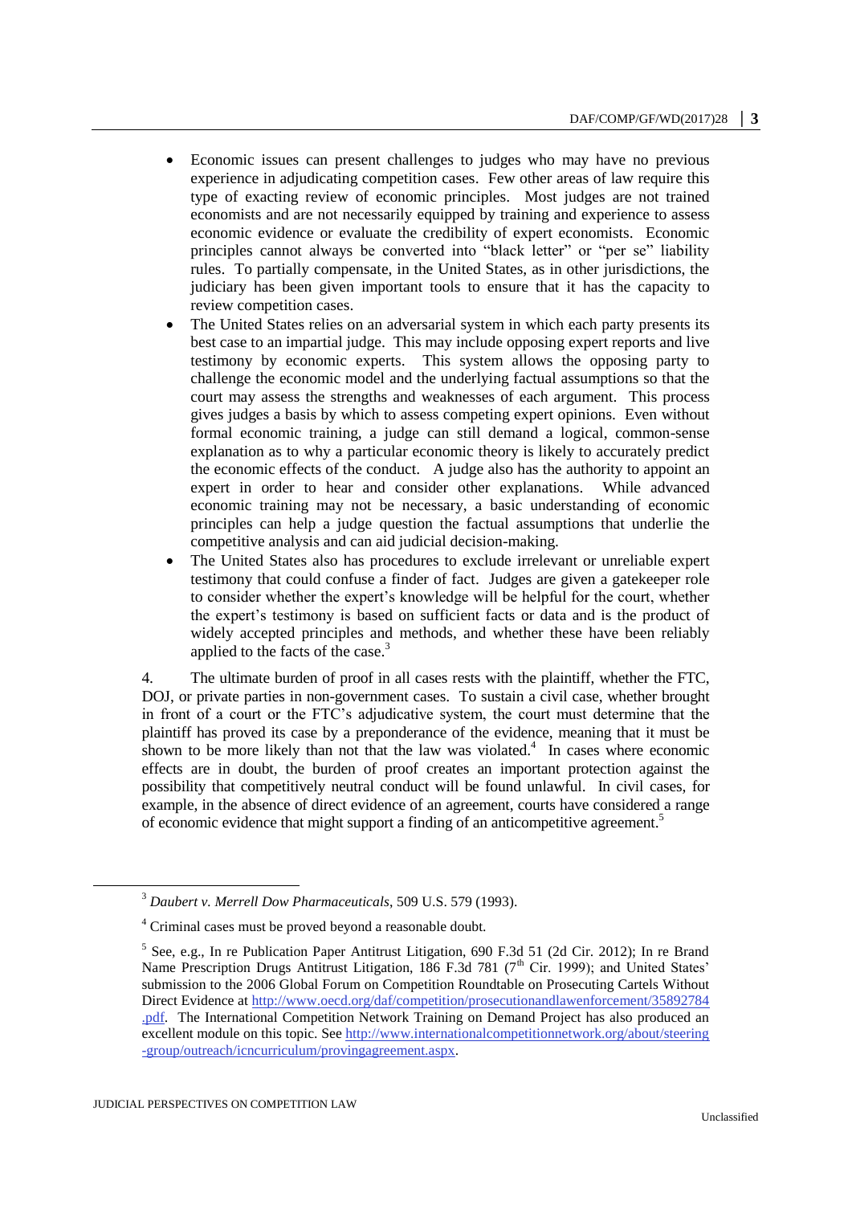- Economic issues can present challenges to judges who may have no previous experience in adjudicating competition cases. Few other areas of law require this type of exacting review of economic principles. Most judges are not trained economists and are not necessarily equipped by training and experience to assess economic evidence or evaluate the credibility of expert economists. Economic principles cannot always be converted into "black letter" or "per se" liability rules. To partially compensate, in the United States, as in other jurisdictions, the judiciary has been given important tools to ensure that it has the capacity to review competition cases.
- The United States relies on an adversarial system in which each party presents its best case to an impartial judge. This may include opposing expert reports and live testimony by economic experts. This system allows the opposing party to challenge the economic model and the underlying factual assumptions so that the court may assess the strengths and weaknesses of each argument. This process gives judges a basis by which to assess competing expert opinions. Even without formal economic training, a judge can still demand a logical, common-sense explanation as to why a particular economic theory is likely to accurately predict the economic effects of the conduct. A judge also has the authority to appoint an expert in order to hear and consider other explanations. While advanced economic training may not be necessary, a basic understanding of economic principles can help a judge question the factual assumptions that underlie the competitive analysis and can aid judicial decision-making.
- The United States also has procedures to exclude irrelevant or unreliable expert testimony that could confuse a finder of fact. Judges are given a gatekeeper role to consider whether the expert's knowledge will be helpful for the court, whether the expert's testimony is based on sufficient facts or data and is the product of widely accepted principles and methods, and whether these have been reliably applied to the facts of the case.[3]

4. The ultimate burden of proof in all cases rests with the plaintiff, whether the FTC, DOJ, or private parties in non-government cases. To sustain a civil case, whether brought in front of a court or the FTC's adjudicative system, the court must determine that the plaintiff has proved its case by a preponderance of the evidence, meaning that it must be shown to be more likely than not that the law was violated.[4] In cases where economic effects are in doubt, the burden of proof creates an important protection against the possibility that competitively neutral conduct will be found unlawful. In civil cases, for example, in the absence of direct evidence of an agreement, courts have considered a range of economic evidence that might support a finding of an anticompetitive agreement.[5]

---

[3] *Daubert v. Merrell Dow Pharmaceuticals*, 509 U.S. 579 (1993).

[4] Criminal cases must be proved beyond a reasonable doubt.

[5] See, e.g., In re Publication Paper Antitrust Litigation, 690 F.3d 51 (2d Cir. 2012); In re Brand Name Prescription Drugs Antitrust Litigation, 186 F.3d 781 (7th Cir. 1999); and United States' submission to the 2006 Global Forum on Competition Roundtable on Prosecuting Cartels Without Direct Evidence at http://www.oecd.org/daf/competition/prosecutionandlawenforcement/35892784.pdf. The International Competition Network Training on Demand Project has also produced an excellent module on this topic. See http://www.internationalcompetitionnetwork.org/about/steering-group/outreach/icncurriculum/provingagreement.aspx.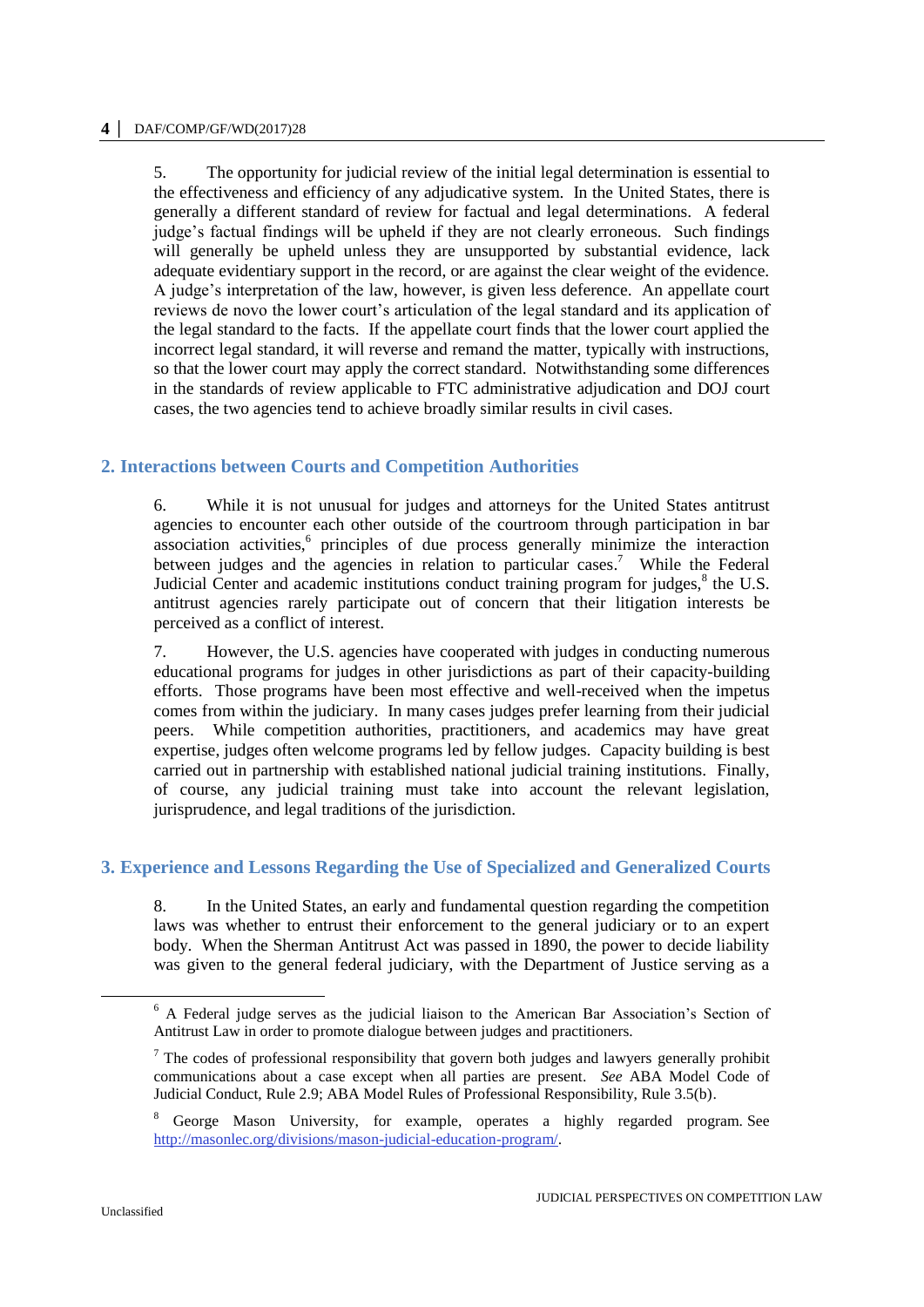5. The opportunity for judicial review of the initial legal determination is essential to the effectiveness and efficiency of any adjudicative system. In the United States, there is generally a different standard of review for factual and legal determinations. A federal judge's factual findings will be upheld if they are not clearly erroneous. Such findings will generally be upheld unless they are unsupported by substantial evidence, lack adequate evidentiary support in the record, or are against the clear weight of the evidence. A judge's interpretation of the law, however, is given less deference. An appellate court reviews de novo the lower court's articulation of the legal standard and its application of the legal standard to the facts. If the appellate court finds that the lower court applied the incorrect legal standard, it will reverse and remand the matter, typically with instructions, so that the lower court may apply the correct standard. Notwithstanding some differences in the standards of review applicable to FTC administrative adjudication and DOJ court cases, the two agencies tend to achieve broadly similar results in civil cases.

## 2. Interactions between Courts and Competition Authorities

6. While it is not unusual for judges and attorneys for the United States antitrust agencies to encounter each other outside of the courtroom through participation in bar association activities,[6] principles of due process generally minimize the interaction between judges and the agencies in relation to particular cases.[7] While the Federal Judicial Center and academic institutions conduct training program for judges,[8] the U.S. antitrust agencies rarely participate out of concern that their litigation interests be perceived as a conflict of interest.

7. However, the U.S. agencies have cooperated with judges in conducting numerous educational programs for judges in other jurisdictions as part of their capacity-building efforts. Those programs have been most effective and well-received when the impetus comes from within the judiciary. In many cases judges prefer learning from their judicial peers. While competition authorities, practitioners, and academics may have great expertise, judges often welcome programs led by fellow judges. Capacity building is best carried out in partnership with established national judicial training institutions. Finally, of course, any judicial training must take into account the relevant legislation, jurisprudence, and legal traditions of the jurisdiction.

## 3. Experience and Lessons Regarding the Use of Specialized and Generalized Courts

8. In the United States, an early and fundamental question regarding the competition laws was whether to entrust their enforcement to the general judiciary or to an expert body. When the Sherman Antitrust Act was passed in 1890, the power to decide liability was given to the general federal judiciary, with the Department of Justice serving as a

---

[6] A Federal judge serves as the judicial liaison to the American Bar Association's Section of Antitrust Law in order to promote dialogue between judges and practitioners.

[7] The codes of professional responsibility that govern both judges and lawyers generally prohibit communications about a case except when all parties are present. *See* ABA Model Code of Judicial Conduct, Rule 2.9; ABA Model Rules of Professional Responsibility, Rule 3.5(b).

[8] George Mason University, for example, operates a highly regarded program. See http://masonlec.org/divisions/mason-judicial-education-program/.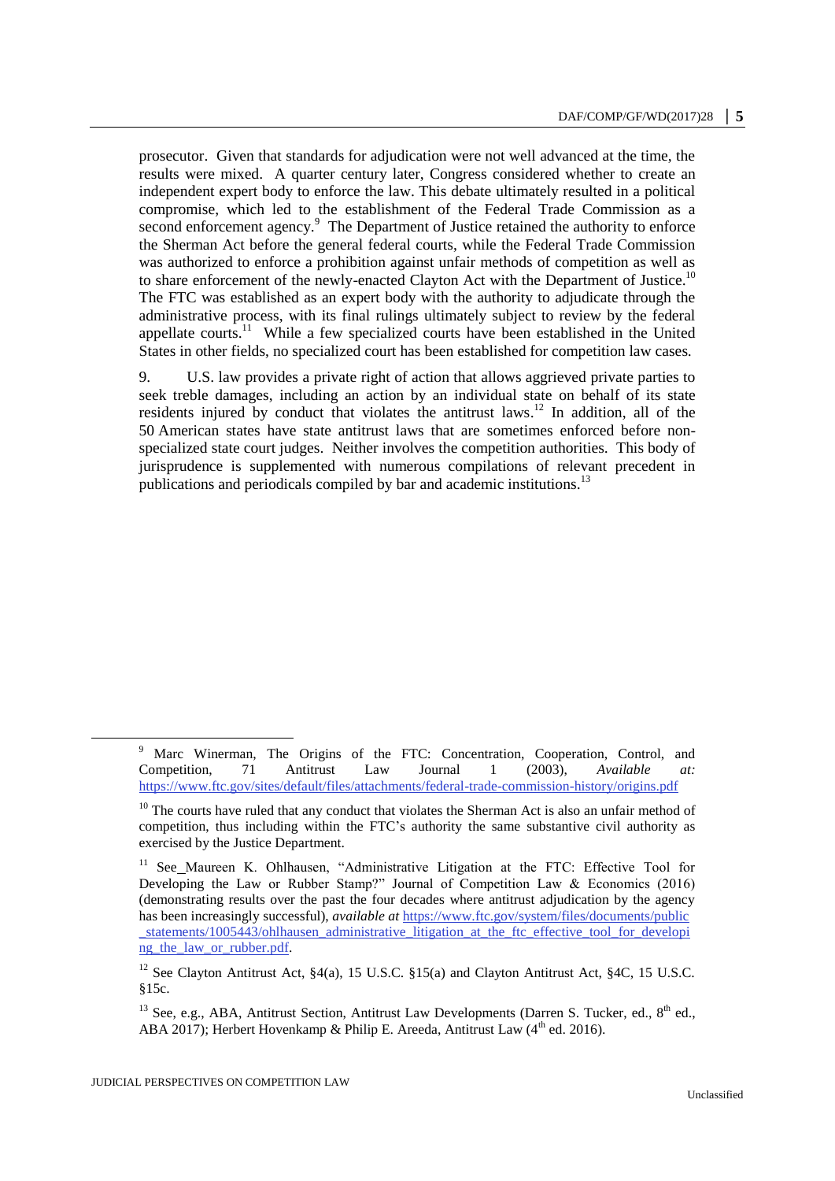prosecutor. Given that standards for adjudication were not well advanced at the time, the results were mixed. A quarter century later, Congress considered whether to create an independent expert body to enforce the law. This debate ultimately resulted in a political compromise, which led to the establishment of the Federal Trade Commission as a second enforcement agency.[9] The Department of Justice retained the authority to enforce the Sherman Act before the general federal courts, while the Federal Trade Commission was authorized to enforce a prohibition against unfair methods of competition as well as to share enforcement of the newly-enacted Clayton Act with the Department of Justice.[10] The FTC was established as an expert body with the authority to adjudicate through the administrative process, with its final rulings ultimately subject to review by the federal appellate courts.[11] While a few specialized courts have been established in the United States in other fields, no specialized court has been established for competition law cases.

9. U.S. law provides a private right of action that allows aggrieved private parties to seek treble damages, including an action by an individual state on behalf of its state residents injured by conduct that violates the antitrust laws.[12] In addition, all of the 50 American states have state antitrust laws that are sometimes enforced before non-specialized state court judges. Neither involves the competition authorities. This body of jurisprudence is supplemented with numerous compilations of relevant precedent in publications and periodicals compiled by bar and academic institutions.[13]

---

[9] Marc Winerman, The Origins of the FTC: Concentration, Cooperation, Control, and Competition, 71 Antitrust Law Journal 1 (2003), *Available at:* https://www.ftc.gov/sites/default/files/attachments/federal-trade-commission-history/origins.pdf

[10] The courts have ruled that any conduct that violates the Sherman Act is also an unfair method of competition, thus including within the FTC's authority the same substantive civil authority as exercised by the Justice Department.

[11] See Maureen K. Ohlhausen, "Administrative Litigation at the FTC: Effective Tool for Developing the Law or Rubber Stamp?" Journal of Competition Law & Economics (2016) (demonstrating results over the past the four decades where antitrust adjudication by the agency has been increasingly successful), *available at* https://www.ftc.gov/system/files/documents/public_statements/1005443/ohlhausen_administrative_litigation_at_the_ftc_effective_tool_for_developing_the_law_or_rubber.pdf.

[12] See Clayton Antitrust Act, §4(a), 15 U.S.C. §15(a) and Clayton Antitrust Act, §4C, 15 U.S.C. §15c.

[13] See, e.g., ABA, Antitrust Section, Antitrust Law Developments (Darren S. Tucker, ed., 8th ed., ABA 2017); Herbert Hovenkamp & Philip E. Areeda, Antitrust Law (4th ed. 2016).